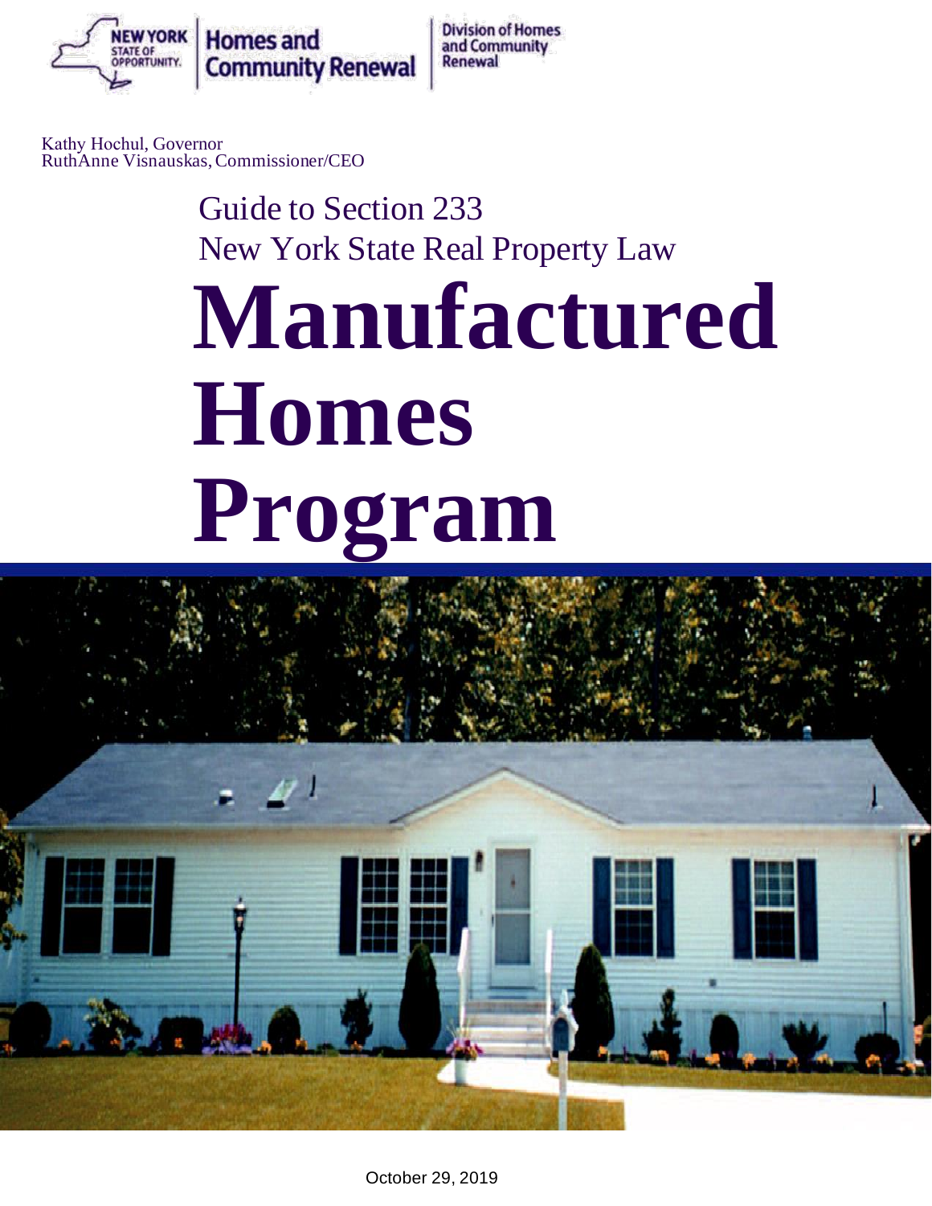NEW YORK STATE OF OPPORTUNITY. | Homes and Community Renewal | Division of Homes and Community Renewal

Kathy Hochul, Governor
RuthAnne Visnauskas, Commissioner/CEO

Guide to Section 233
New York State Real Property Law

# Manufactured Homes Program

October 29, 2019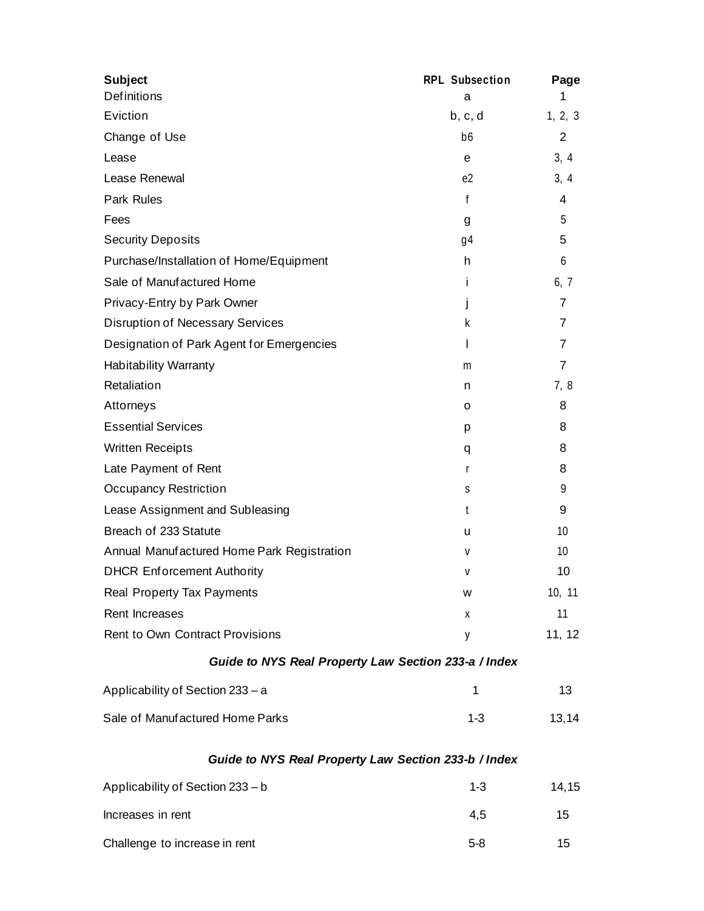| Subject | RPL Subsection | Page |
|---|---|---|
| Definitions | a | 1 |
| Eviction | b, c, d | 1, 2, 3 |
| Change of Use | b6 | 2 |
| Lease | e | 3, 4 |
| Lease Renewal | e2 | 3, 4 |
| Park Rules | f | 4 |
| Fees | g | 5 |
| Security Deposits | g4 | 5 |
| Purchase/Installation of Home/Equipment | h | 6 |
| Sale of Manufactured Home | i | 6, 7 |
| Privacy-Entry by Park Owner | j | 7 |
| Disruption of Necessary Services | k | 7 |
| Designation of Park Agent for Emergencies | l | 7 |
| Habitability Warranty | m | 7 |
| Retaliation | n | 7, 8 |
| Attorneys | o | 8 |
| Essential Services | p | 8 |
| Written Receipts | q | 8 |
| Late Payment of Rent | r | 8 |
| Occupancy Restriction | s | 9 |
| Lease Assignment and Subleasing | t | 9 |
| Breach of 233 Statute | u | 10 |
| Annual Manufactured Home Park Registration | v | 10 |
| DHCR Enforcement Authority | v | 10 |
| Real Property Tax Payments | w | 10, 11 |
| Rent Increases | x | 11 |
| Rent to Own Contract Provisions | y | 11, 12 |

***Guide to NYS Real Property Law Section 233-a / Index***

| | | |
|---|---|---|
| Applicability of Section 233 – a | 1 | 13 |
| Sale of Manufactured Home Parks | 1-3 | 13,14 |

***Guide to NYS Real Property Law Section 233-b / Index***

| | | |
|---|---|---|
| Applicability of Section 233 – b | 1-3 | 14,15 |
| Increases in rent | 4,5 | 15 |
| Challenge to increase in rent | 5-8 | 15 |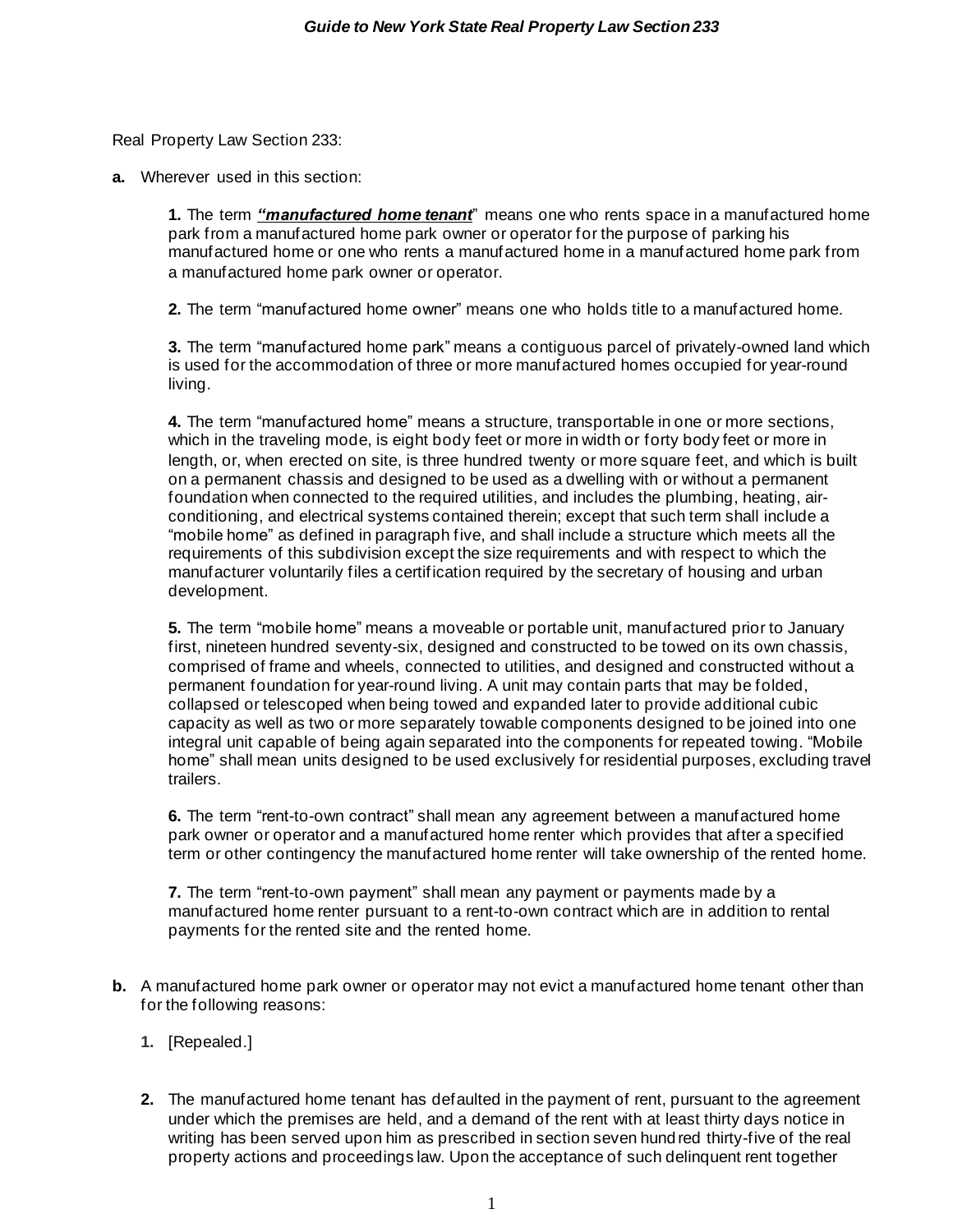Real Property Law Section 233:

**a.** Wherever used in this section:

**1.** The term ***"manufactured home tenant"*** means one who rents space in a manufactured home park from a manufactured home park owner or operator for the purpose of parking his manufactured home or one who rents a manufactured home in a manufactured home park from a manufactured home park owner or operator.

**2.** The term "manufactured home owner" means one who holds title to a manufactured home.

**3.** The term "manufactured home park" means a contiguous parcel of privately-owned land which is used for the accommodation of three or more manufactured homes occupied for year-round living.

**4.** The term "manufactured home" means a structure, transportable in one or more sections, which in the traveling mode, is eight body feet or more in width or forty body feet or more in length, or, when erected on site, is three hundred twenty or more square feet, and which is built on a permanent chassis and designed to be used as a dwelling with or without a permanent foundation when connected to the required utilities, and includes the plumbing, heating, air-conditioning, and electrical systems contained therein; except that such term shall include a "mobile home" as defined in paragraph five, and shall include a structure which meets all the requirements of this subdivision except the size requirements and with respect to which the manufacturer voluntarily files a certification required by the secretary of housing and urban development.

**5.** The term "mobile home" means a moveable or portable unit, manufactured prior to January first, nineteen hundred seventy-six, designed and constructed to be towed on its own chassis, comprised of frame and wheels, connected to utilities, and designed and constructed without a permanent foundation for year-round living. A unit may contain parts that may be folded, collapsed or telescoped when being towed and expanded later to provide additional cubic capacity as well as two or more separately towable components designed to be joined into one integral unit capable of being again separated into the components for repeated towing. "Mobile home" shall mean units designed to be used exclusively for residential purposes, excluding travel trailers.

**6.** The term "rent-to-own contract" shall mean any agreement between a manufactured home park owner or operator and a manufactured home renter which provides that after a specified term or other contingency the manufactured home renter will take ownership of the rented home.

**7.** The term "rent-to-own payment" shall mean any payment or payments made by a manufactured home renter pursuant to a rent-to-own contract which are in addition to rental payments for the rented site and the rented home.

**b.** A manufactured home park owner or operator may not evict a manufactured home tenant other than for the following reasons:

1. [Repealed.]

2. The manufactured home tenant has defaulted in the payment of rent, pursuant to the agreement under which the premises are held, and a demand of the rent with at least thirty days notice in writing has been served upon him as prescribed in section seven hundred thirty-five of the real property actions and proceedings law. Upon the acceptance of such delinquent rent together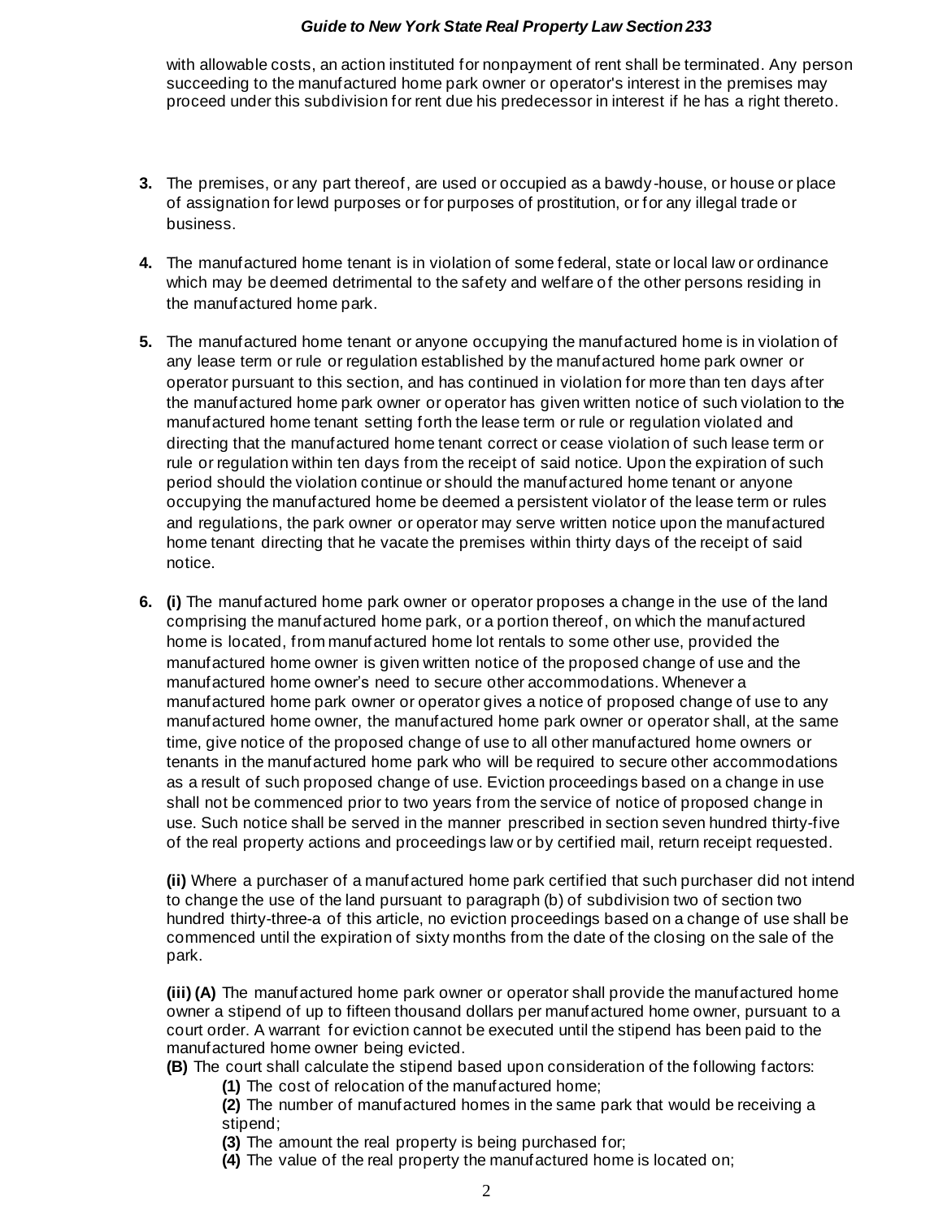with allowable costs, an action instituted for nonpayment of rent shall be terminated. Any person succeeding to the manufactured home park owner or operator's interest in the premises may proceed under this subdivision for rent due his predecessor in interest if he has a right thereto.

**3.** The premises, or any part thereof, are used or occupied as a bawdy-house, or house or place of assignation for lewd purposes or for purposes of prostitution, or for any illegal trade or business.

**4.** The manufactured home tenant is in violation of some federal, state or local law or ordinance which may be deemed detrimental to the safety and welfare of the other persons residing in the manufactured home park.

**5.** The manufactured home tenant or anyone occupying the manufactured home is in violation of any lease term or rule or regulation established by the manufactured home park owner or operator pursuant to this section, and has continued in violation for more than ten days after the manufactured home park owner or operator has given written notice of such violation to the manufactured home tenant setting forth the lease term or rule or regulation violated and directing that the manufactured home tenant correct or cease violation of such lease term or rule or regulation within ten days from the receipt of said notice. Upon the expiration of such period should the violation continue or should the manufactured home tenant or anyone occupying the manufactured home be deemed a persistent violator of the lease term or rules and regulations, the park owner or operator may serve written notice upon the manufactured home tenant directing that he vacate the premises within thirty days of the receipt of said notice.

**6.** **(i)** The manufactured home park owner or operator proposes a change in the use of the land comprising the manufactured home park, or a portion thereof, on which the manufactured home is located, from manufactured home lot rentals to some other use, provided the manufactured home owner is given written notice of the proposed change of use and the manufactured home owner's need to secure other accommodations. Whenever a manufactured home park owner or operator gives a notice of proposed change of use to any manufactured home owner, the manufactured home park owner or operator shall, at the same time, give notice of the proposed change of use to all other manufactured home owners or tenants in the manufactured home park who will be required to secure other accommodations as a result of such proposed change of use. Eviction proceedings based on a change in use shall not be commenced prior to two years from the service of notice of proposed change in use. Such notice shall be served in the manner prescribed in section seven hundred thirty-five of the real property actions and proceedings law or by certified mail, return receipt requested.

**(ii)** Where a purchaser of a manufactured home park certified that such purchaser did not intend to change the use of the land pursuant to paragraph (b) of subdivision two of section two hundred thirty-three-a of this article, no eviction proceedings based on a change of use shall be commenced until the expiration of sixty months from the date of the closing on the sale of the park.

**(iii)** **(A)** The manufactured home park owner or operator shall provide the manufactured home owner a stipend of up to fifteen thousand dollars per manufactured home owner, pursuant to a court order. A warrant for eviction cannot be executed until the stipend has been paid to the manufactured home owner being evicted.

**(B)** The court shall calculate the stipend based upon consideration of the following factors:

- **(1)** The cost of relocation of the manufactured home;
- **(2)** The number of manufactured homes in the same park that would be receiving a stipend;
- **(3)** The amount the real property is being purchased for;
- **(4)** The value of the real property the manufactured home is located on;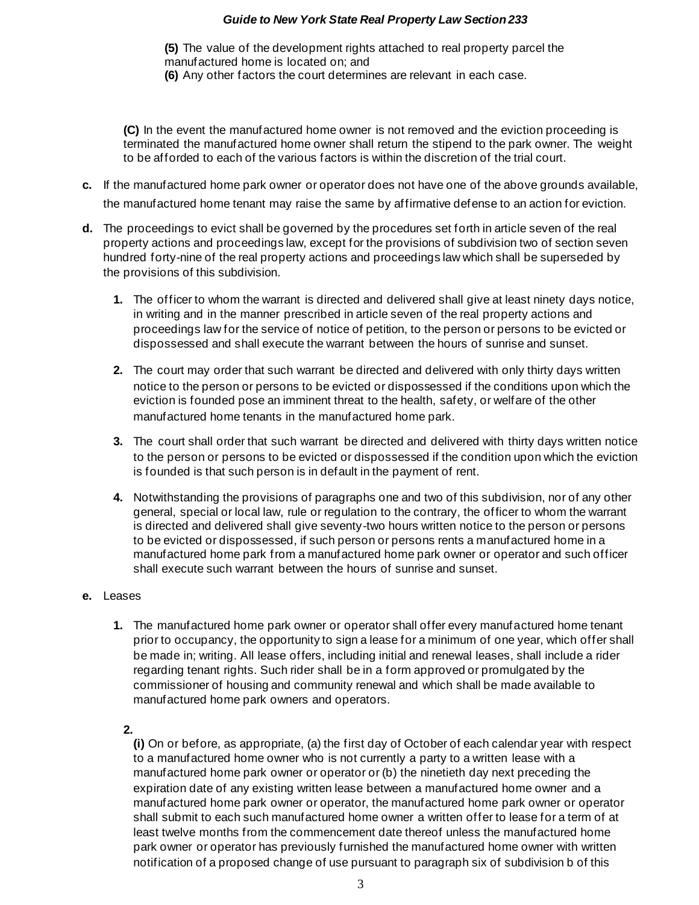**(5)** The value of the development rights attached to real property parcel the manufactured home is located on; and

**(6)** Any other factors the court determines are relevant in each case.

**(C)** In the event the manufactured home owner is not removed and the eviction proceeding is terminated the manufactured home owner shall return the stipend to the park owner. The weight to be afforded to each of the various factors is within the discretion of the trial court.

**c.** If the manufactured home park owner or operator does not have one of the above grounds available, the manufactured home tenant may raise the same by affirmative defense to an action for eviction.

**d.** The proceedings to evict shall be governed by the procedures set forth in article seven of the real property actions and proceedings law, except for the provisions of subdivision two of section seven hundred forty-nine of the real property actions and proceedings law which shall be superseded by the provisions of this subdivision.

**1.** The officer to whom the warrant is directed and delivered shall give at least ninety days notice, in writing and in the manner prescribed in article seven of the real property actions and proceedings law for the service of notice of petition, to the person or persons to be evicted or dispossessed and shall execute the warrant between the hours of sunrise and sunset.

**2.** The court may order that such warrant be directed and delivered with only thirty days written notice to the person or persons to be evicted or dispossessed if the conditions upon which the eviction is founded pose an imminent threat to the health, safety, or welfare of the other manufactured home tenants in the manufactured home park.

**3.** The court shall order that such warrant be directed and delivered with thirty days written notice to the person or persons to be evicted or dispossessed if the condition upon which the eviction is founded is that such person is in default in the payment of rent.

**4.** Notwithstanding the provisions of paragraphs one and two of this subdivision, nor of any other general, special or local law, rule or regulation to the contrary, the officer to whom the warrant is directed and delivered shall give seventy-two hours written notice to the person or persons to be evicted or dispossessed, if such person or persons rents a manufactured home in a manufactured home park from a manufactured home park owner or operator and such officer shall execute such warrant between the hours of sunrise and sunset.

**e.** Leases

**1.** The manufactured home park owner or operator shall offer every manufactured home tenant prior to occupancy, the opportunity to sign a lease for a minimum of one year, which offer shall be made in; writing. All lease offers, including initial and renewal leases, shall include a rider regarding tenant rights. Such rider shall be in a form approved or promulgated by the commissioner of housing and community renewal and which shall be made available to manufactured home park owners and operators.

**2.**

**(i)** On or before, as appropriate, (a) the first day of October of each calendar year with respect to a manufactured home owner who is not currently a party to a written lease with a manufactured home park owner or operator or (b) the ninetieth day next preceding the expiration date of any existing written lease between a manufactured home owner and a manufactured home park owner or operator, the manufactured home park owner or operator shall submit to each such manufactured home owner a written offer to lease for a term of at least twelve months from the commencement date thereof unless the manufactured home park owner or operator has previously furnished the manufactured home owner with written notification of a proposed change of use pursuant to paragraph six of subdivision b of this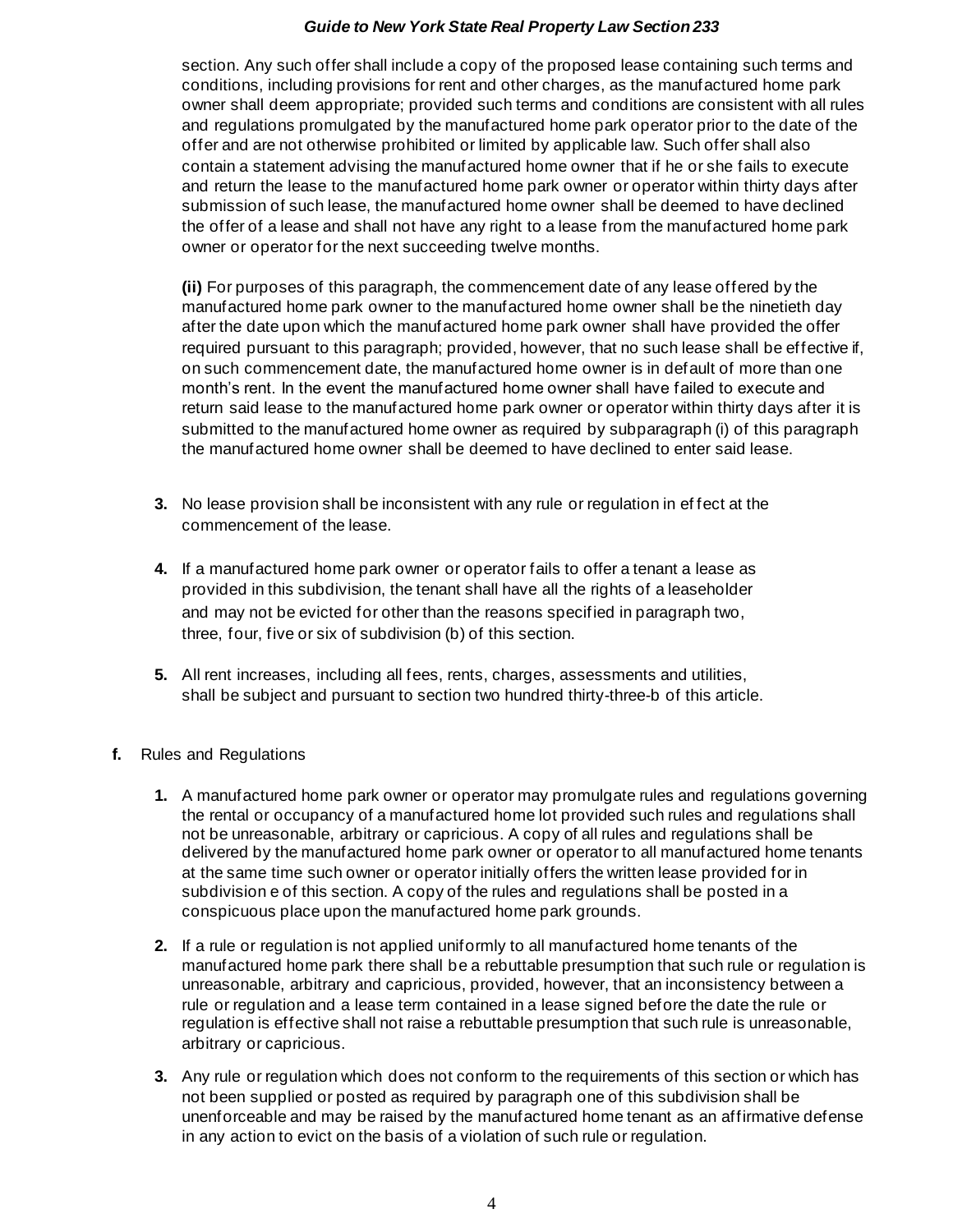section. Any such offer shall include a copy of the proposed lease containing such terms and conditions, including provisions for rent and other charges, as the manufactured home park owner shall deem appropriate; provided such terms and conditions are consistent with all rules and regulations promulgated by the manufactured home park operator prior to the date of the offer and are not otherwise prohibited or limited by applicable law. Such offer shall also contain a statement advising the manufactured home owner that if he or she fails to execute and return the lease to the manufactured home park owner or operator within thirty days after submission of such lease, the manufactured home owner shall be deemed to have declined the offer of a lease and shall not have any right to a lease from the manufactured home park owner or operator for the next succeeding twelve months.

**(ii)** For purposes of this paragraph, the commencement date of any lease offered by the manufactured home park owner to the manufactured home owner shall be the ninetieth day after the date upon which the manufactured home park owner shall have provided the offer required pursuant to this paragraph; provided, however, that no such lease shall be effective if, on such commencement date, the manufactured home owner is in default of more than one month's rent. In the event the manufactured home owner shall have failed to execute and return said lease to the manufactured home park owner or operator within thirty days after it is submitted to the manufactured home owner as required by subparagraph (i) of this paragraph the manufactured home owner shall be deemed to have declined to enter said lease.

**3.** No lease provision shall be inconsistent with any rule or regulation in effect at the commencement of the lease.

**4.** If a manufactured home park owner or operator fails to offer a tenant a lease as provided in this subdivision, the tenant shall have all the rights of a leaseholder and may not be evicted for other than the reasons specified in paragraph two, three, four, five or six of subdivision (b) of this section.

**5.** All rent increases, including all fees, rents, charges, assessments and utilities, shall be subject and pursuant to section two hundred thirty-three-b of this article.

**f.** Rules and Regulations

**1.** A manufactured home park owner or operator may promulgate rules and regulations governing the rental or occupancy of a manufactured home lot provided such rules and regulations shall not be unreasonable, arbitrary or capricious. A copy of all rules and regulations shall be delivered by the manufactured home park owner or operator to all manufactured home tenants at the same time such owner or operator initially offers the written lease provided for in subdivision e of this section. A copy of the rules and regulations shall be posted in a conspicuous place upon the manufactured home park grounds.

**2.** If a rule or regulation is not applied uniformly to all manufactured home tenants of the manufactured home park there shall be a rebuttable presumption that such rule or regulation is unreasonable, arbitrary and capricious, provided, however, that an inconsistency between a rule or regulation and a lease term contained in a lease signed before the date the rule or regulation is effective shall not raise a rebuttable presumption that such rule is unreasonable, arbitrary or capricious.

**3.** Any rule or regulation which does not conform to the requirements of this section or which has not been supplied or posted as required by paragraph one of this subdivision shall be unenforceable and may be raised by the manufactured home tenant as an affirmative defense in any action to evict on the basis of a violation of such rule or regulation.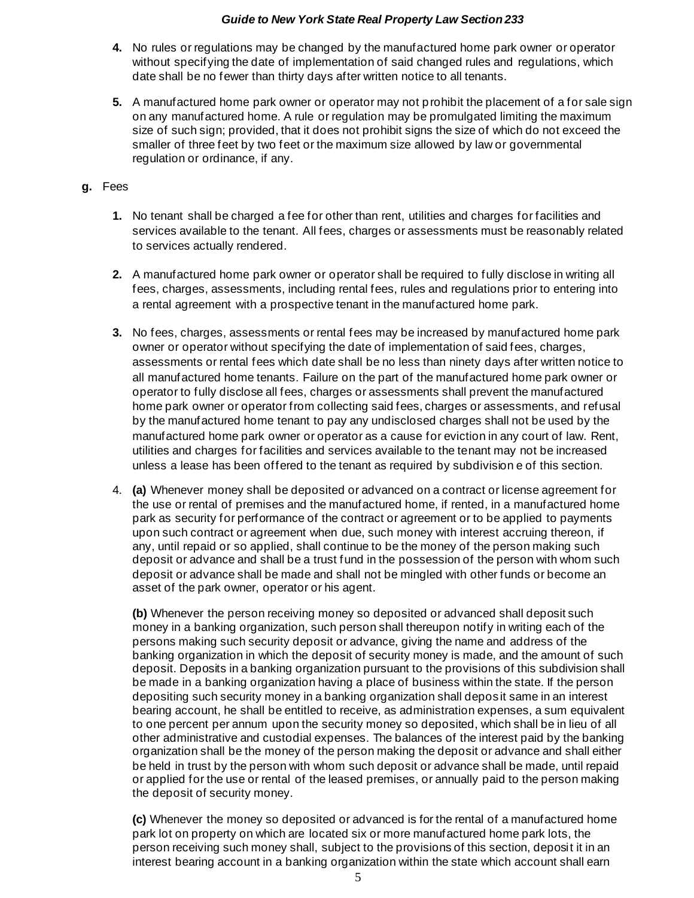4. No rules or regulations may be changed by the manufactured home park owner or operator without specifying the date of implementation of said changed rules and regulations, which date shall be no fewer than thirty days after written notice to all tenants.

5. A manufactured home park owner or operator may not prohibit the placement of a for sale sign on any manufactured home. A rule or regulation may be promulgated limiting the maximum size of such sign; provided, that it does not prohibit signs the size of which do not exceed the smaller of three feet by two feet or the maximum size allowed by law or governmental regulation or ordinance, if any.

**g.** Fees

1. No tenant shall be charged a fee for other than rent, utilities and charges for facilities and services available to the tenant. All fees, charges or assessments must be reasonably related to services actually rendered.

2. A manufactured home park owner or operator shall be required to fully disclose in writing all fees, charges, assessments, including rental fees, rules and regulations prior to entering into a rental agreement with a prospective tenant in the manufactured home park.

3. No fees, charges, assessments or rental fees may be increased by manufactured home park owner or operator without specifying the date of implementation of said fees, charges, assessments or rental fees which date shall be no less than ninety days after written notice to all manufactured home tenants. Failure on the part of the manufactured home park owner or operator to fully disclose all fees, charges or assessments shall prevent the manufactured home park owner or operator from collecting said fees, charges or assessments, and refusal by the manufactured home tenant to pay any undisclosed charges shall not be used by the manufactured home park owner or operator as a cause for eviction in any court of law. Rent, utilities and charges for facilities and services available to the tenant may not be increased unless a lease has been offered to the tenant as required by subdivision e of this section.

4. **(a)** Whenever money shall be deposited or advanced on a contract or license agreement for the use or rental of premises and the manufactured home, if rented, in a manufactured home park as security for performance of the contract or agreement or to be applied to payments upon such contract or agreement when due, such money with interest accruing thereon, if any, until repaid or so applied, shall continue to be the money of the person making such deposit or advance and shall be a trust fund in the possession of the person with whom such deposit or advance shall be made and shall not be mingled with other funds or become an asset of the park owner, operator or his agent.

   **(b)** Whenever the person receiving money so deposited or advanced shall deposit such money in a banking organization, such person shall thereupon notify in writing each of the persons making such security deposit or advance, giving the name and address of the banking organization in which the deposit of security money is made, and the amount of such deposit. Deposits in a banking organization pursuant to the provisions of this subdivision shall be made in a banking organization having a place of business within the state. If the person depositing such security money in a banking organization shall deposit same in an interest bearing account, he shall be entitled to receive, as administration expenses, a sum equivalent to one percent per annum upon the security money so deposited, which shall be in lieu of all other administrative and custodial expenses. The balances of the interest paid by the banking organization shall be the money of the person making the deposit or advance and shall either be held in trust by the person with whom such deposit or advance shall be made, until repaid or applied for the use or rental of the leased premises, or annually paid to the person making the deposit of security money.

   **(c)** Whenever the money so deposited or advanced is for the rental of a manufactured home park lot on property on which are located six or more manufactured home park lots, the person receiving such money shall, subject to the provisions of this section, deposit it in an interest bearing account in a banking organization within the state which account shall earn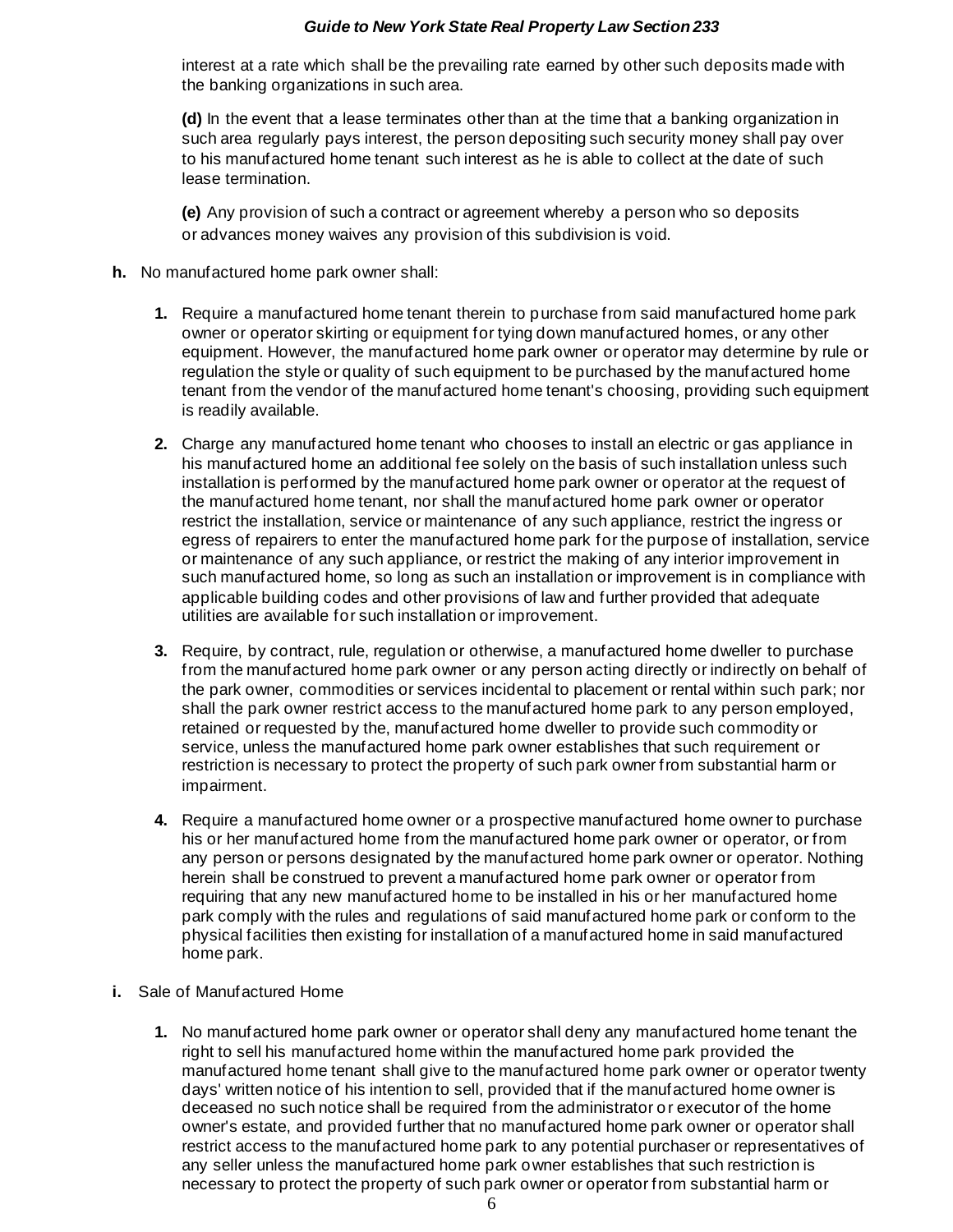interest at a rate which shall be the prevailing rate earned by other such deposits made with the banking organizations in such area.

**(d)** In the event that a lease terminates other than at the time that a banking organization in such area regularly pays interest, the person depositing such security money shall pay over to his manufactured home tenant such interest as he is able to collect at the date of such lease termination.

**(e)** Any provision of such a contract or agreement whereby a person who so deposits or advances money waives any provision of this subdivision is void.

**h.** No manufactured home park owner shall:

**1.** Require a manufactured home tenant therein to purchase from said manufactured home park owner or operator skirting or equipment for tying down manufactured homes, or any other equipment. However, the manufactured home park owner or operator may determine by rule or regulation the style or quality of such equipment to be purchased by the manufactured home tenant from the vendor of the manufactured home tenant's choosing, providing such equipment is readily available.

**2.** Charge any manufactured home tenant who chooses to install an electric or gas appliance in his manufactured home an additional fee solely on the basis of such installation unless such installation is performed by the manufactured home park owner or operator at the request of the manufactured home tenant, nor shall the manufactured home park owner or operator restrict the installation, service or maintenance of any such appliance, restrict the ingress or egress of repairers to enter the manufactured home park for the purpose of installation, service or maintenance of any such appliance, or restrict the making of any interior improvement in such manufactured home, so long as such an installation or improvement is in compliance with applicable building codes and other provisions of law and further provided that adequate utilities are available for such installation or improvement.

**3.** Require, by contract, rule, regulation or otherwise, a manufactured home dweller to purchase from the manufactured home park owner or any person acting directly or indirectly on behalf of the park owner, commodities or services incidental to placement or rental within such park; nor shall the park owner restrict access to the manufactured home park to any person employed, retained or requested by the, manufactured home dweller to provide such commodity or service, unless the manufactured home park owner establishes that such requirement or restriction is necessary to protect the property of such park owner from substantial harm or impairment.

**4.** Require a manufactured home owner or a prospective manufactured home owner to purchase his or her manufactured home from the manufactured home park owner or operator, or from any person or persons designated by the manufactured home park owner or operator. Nothing herein shall be construed to prevent a manufactured home park owner or operator from requiring that any new manufactured home to be installed in his or her manufactured home park comply with the rules and regulations of said manufactured home park or conform to the physical facilities then existing for installation of a manufactured home in said manufactured home park.

**i.** Sale of Manufactured Home

**1.** No manufactured home park owner or operator shall deny any manufactured home tenant the right to sell his manufactured home within the manufactured home park provided the manufactured home tenant shall give to the manufactured home park owner or operator twenty days' written notice of his intention to sell, provided that if the manufactured home owner is deceased no such notice shall be required from the administrator or executor of the home owner's estate, and provided further that no manufactured home park owner or operator shall restrict access to the manufactured home park to any potential purchaser or representatives of any seller unless the manufactured home park owner establishes that such restriction is necessary to protect the property of such park owner or operator from substantial harm or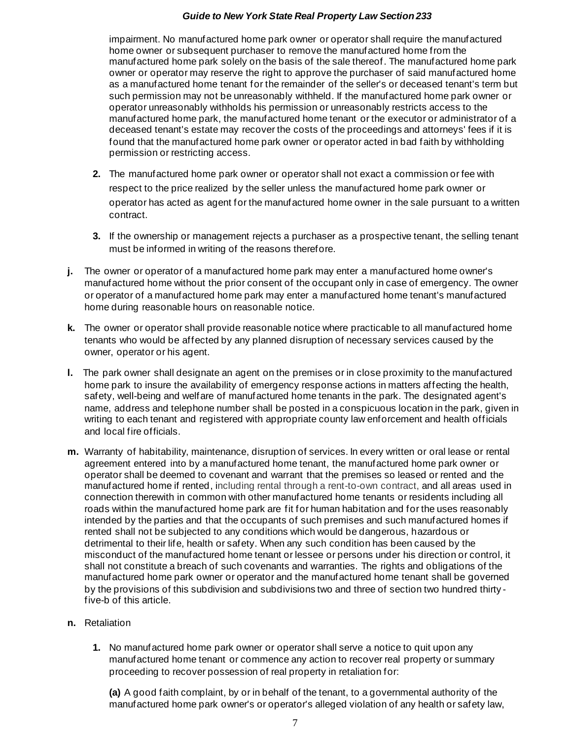impairment. No manufactured home park owner or operator shall require the manufactured home owner or subsequent purchaser to remove the manufactured home from the manufactured home park solely on the basis of the sale thereof. The manufactured home park owner or operator may reserve the right to approve the purchaser of said manufactured home as a manufactured home tenant for the remainder of the seller's or deceased tenant's term but such permission may not be unreasonably withheld. If the manufactured home park owner or operator unreasonably withholds his permission or unreasonably restricts access to the manufactured home park, the manufactured home tenant or the executor or administrator of a deceased tenant's estate may recover the costs of the proceedings and attorneys' fees if it is found that the manufactured home park owner or operator acted in bad faith by withholding permission or restricting access.

**2.** The manufactured home park owner or operator shall not exact a commission or fee with respect to the price realized by the seller unless the manufactured home park owner or operator has acted as agent for the manufactured home owner in the sale pursuant to a written contract.

**3.** If the ownership or management rejects a purchaser as a prospective tenant, the selling tenant must be informed in writing of the reasons therefore.

**j.** The owner or operator of a manufactured home park may enter a manufactured home owner's manufactured home without the prior consent of the occupant only in case of emergency. The owner or operator of a manufactured home park may enter a manufactured home tenant's manufactured home during reasonable hours on reasonable notice.

**k.** The owner or operator shall provide reasonable notice where practicable to all manufactured home tenants who would be affected by any planned disruption of necessary services caused by the owner, operator or his agent.

**l.** The park owner shall designate an agent on the premises or in close proximity to the manufactured home park to insure the availability of emergency response actions in matters affecting the health, safety, well-being and welfare of manufactured home tenants in the park. The designated agent's name, address and telephone number shall be posted in a conspicuous location in the park, given in writing to each tenant and registered with appropriate county law enforcement and health officials and local fire officials.

**m.** Warranty of habitability, maintenance, disruption of services. In every written or oral lease or rental agreement entered into by a manufactured home tenant, the manufactured home park owner or operator shall be deemed to covenant and warrant that the premises so leased or rented and the manufactured home if rented, including rental through a rent-to-own contract, and all areas used in connection therewith in common with other manufactured home tenants or residents including all roads within the manufactured home park are fit for human habitation and for the uses reasonably intended by the parties and that the occupants of such premises and such manufactured homes if rented shall not be subjected to any conditions which would be dangerous, hazardous or detrimental to their life, health or safety. When any such condition has been caused by the misconduct of the manufactured home tenant or lessee or persons under his direction or control, it shall not constitute a breach of such covenants and warranties. The rights and obligations of the manufactured home park owner or operator and the manufactured home tenant shall be governed by the provisions of this subdivision and subdivisions two and three of section two hundred thirty-five-b of this article.

**n.** Retaliation

**1.** No manufactured home park owner or operator shall serve a notice to quit upon any manufactured home tenant or commence any action to recover real property or summary proceeding to recover possession of real property in retaliation for:

**(a)** A good faith complaint, by or in behalf of the tenant, to a governmental authority of the manufactured home park owner's or operator's alleged violation of any health or safety law,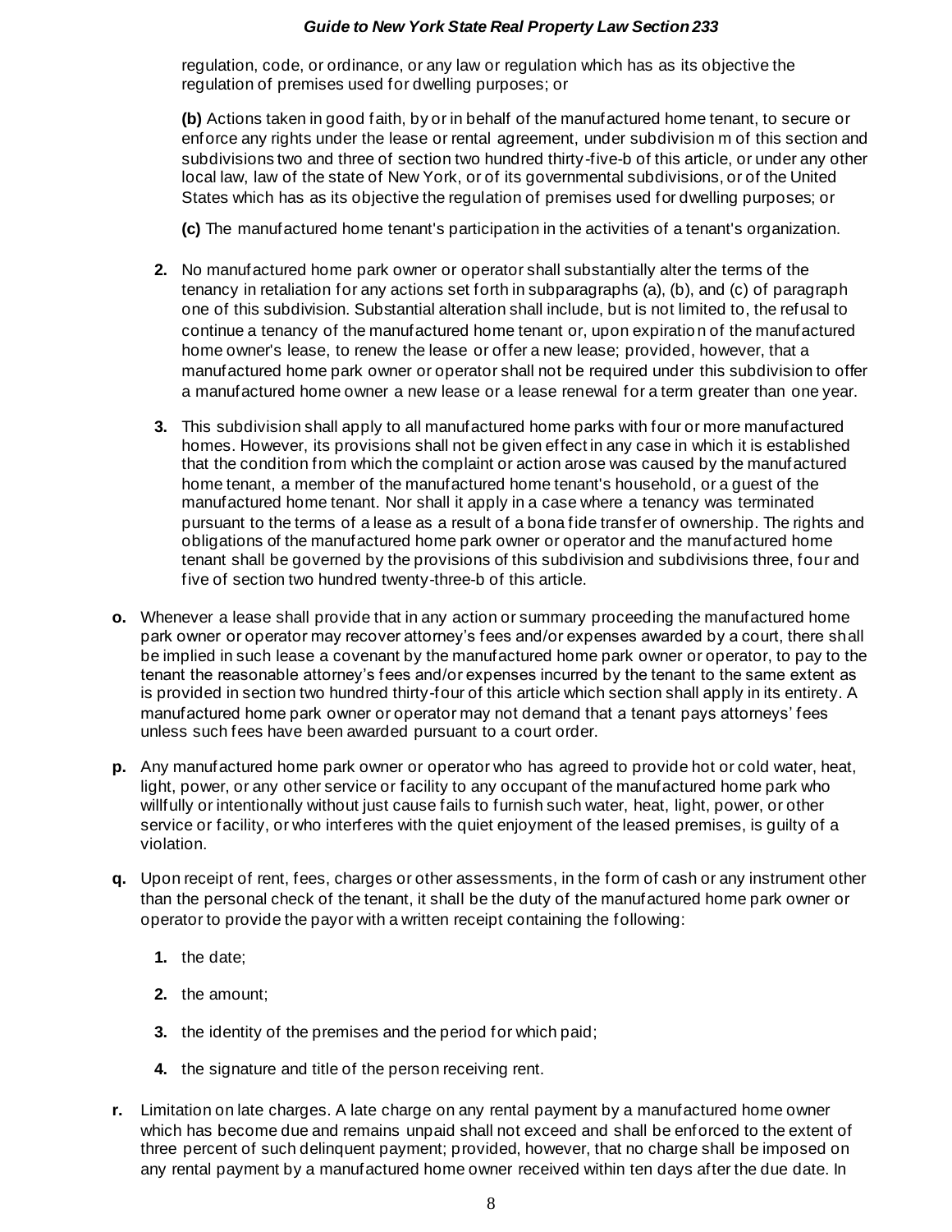regulation, code, or ordinance, or any law or regulation which has as its objective the regulation of premises used for dwelling purposes; or

**(b)** Actions taken in good faith, by or in behalf of the manufactured home tenant, to secure or enforce any rights under the lease or rental agreement, under subdivision m of this section and subdivisions two and three of section two hundred thirty-five-b of this article, or under any other local law, law of the state of New York, or of its governmental subdivisions, or of the United States which has as its objective the regulation of premises used for dwelling purposes; or

**(c)** The manufactured home tenant's participation in the activities of a tenant's organization.

**2.** No manufactured home park owner or operator shall substantially alter the terms of the tenancy in retaliation for any actions set forth in subparagraphs (a), (b), and (c) of paragraph one of this subdivision. Substantial alteration shall include, but is not limited to, the refusal to continue a tenancy of the manufactured home tenant or, upon expiration of the manufactured home owner's lease, to renew the lease or offer a new lease; provided, however, that a manufactured home park owner or operator shall not be required under this subdivision to offer a manufactured home owner a new lease or a lease renewal for a term greater than one year.

**3.** This subdivision shall apply to all manufactured home parks with four or more manufactured homes. However, its provisions shall not be given effect in any case in which it is established that the condition from which the complaint or action arose was caused by the manufactured home tenant, a member of the manufactured home tenant's household, or a guest of the manufactured home tenant. Nor shall it apply in a case where a tenancy was terminated pursuant to the terms of a lease as a result of a bona fide transfer of ownership. The rights and obligations of the manufactured home park owner or operator and the manufactured home tenant shall be governed by the provisions of this subdivision and subdivisions three, four and five of section two hundred twenty-three-b of this article.

**o.** Whenever a lease shall provide that in any action or summary proceeding the manufactured home park owner or operator may recover attorney's fees and/or expenses awarded by a court, there shall be implied in such lease a covenant by the manufactured home park owner or operator, to pay to the tenant the reasonable attorney's fees and/or expenses incurred by the tenant to the same extent as is provided in section two hundred thirty-four of this article which section shall apply in its entirety. A manufactured home park owner or operator may not demand that a tenant pays attorneys' fees unless such fees have been awarded pursuant to a court order.

**p.** Any manufactured home park owner or operator who has agreed to provide hot or cold water, heat, light, power, or any other service or facility to any occupant of the manufactured home park who willfully or intentionally without just cause fails to furnish such water, heat, light, power, or other service or facility, or who interferes with the quiet enjoyment of the leased premises, is guilty of a violation.

**q.** Upon receipt of rent, fees, charges or other assessments, in the form of cash or any instrument other than the personal check of the tenant, it shall be the duty of the manufactured home park owner or operator to provide the payor with a written receipt containing the following:

**1.** the date;

**2.** the amount;

**3.** the identity of the premises and the period for which paid;

**4.** the signature and title of the person receiving rent.

**r.** Limitation on late charges. A late charge on any rental payment by a manufactured home owner which has become due and remains unpaid shall not exceed and shall be enforced to the extent of three percent of such delinquent payment; provided, however, that no charge shall be imposed on any rental payment by a manufactured home owner received within ten days after the due date. In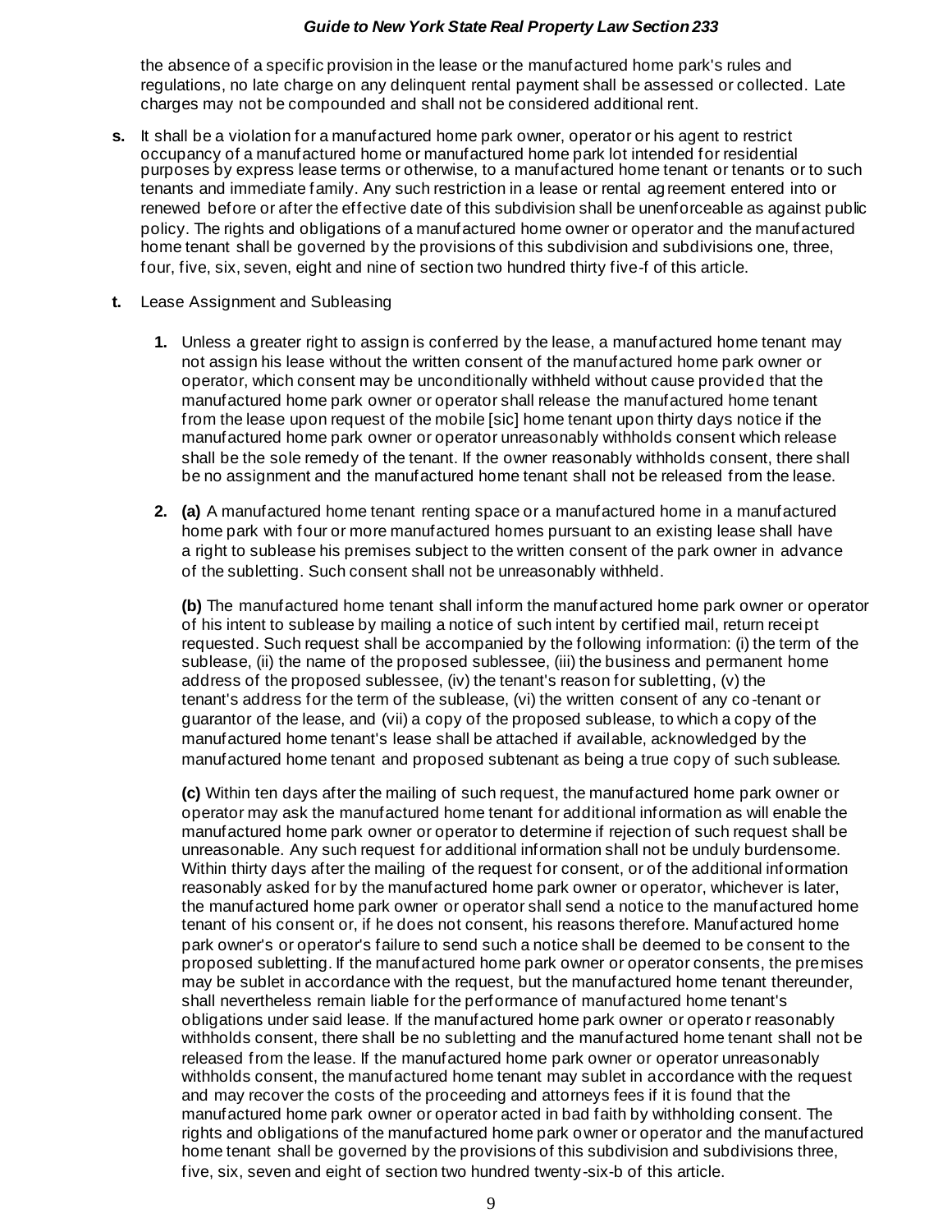the absence of a specific provision in the lease or the manufactured home park's rules and regulations, no late charge on any delinquent rental payment shall be assessed or collected. Late charges may not be compounded and shall not be considered additional rent.

**s.** It shall be a violation for a manufactured home park owner, operator or his agent to restrict occupancy of a manufactured home or manufactured home park lot intended for residential purposes by express lease terms or otherwise, to a manufactured home tenant or tenants or to such tenants and immediate family. Any such restriction in a lease or rental agreement entered into or renewed before or after the effective date of this subdivision shall be unenforceable as against public policy. The rights and obligations of a manufactured home owner or operator and the manufactured home tenant shall be governed by the provisions of this subdivision and subdivisions one, three, four, five, six, seven, eight and nine of section two hundred thirty five-f of this article.

**t.** Lease Assignment and Subleasing

**1.** Unless a greater right to assign is conferred by the lease, a manufactured home tenant may not assign his lease without the written consent of the manufactured home park owner or operator, which consent may be unconditionally withheld without cause provided that the manufactured home park owner or operator shall release the manufactured home tenant from the lease upon request of the mobile [sic] home tenant upon thirty days notice if the manufactured home park owner or operator unreasonably withholds consent which release shall be the sole remedy of the tenant. If the owner reasonably withholds consent, there shall be no assignment and the manufactured home tenant shall not be released from the lease.

**2. (a)** A manufactured home tenant renting space or a manufactured home in a manufactured home park with four or more manufactured homes pursuant to an existing lease shall have a right to sublease his premises subject to the written consent of the park owner in advance of the subletting. Such consent shall not be unreasonably withheld.

**(b)** The manufactured home tenant shall inform the manufactured home park owner or operator of his intent to sublease by mailing a notice of such intent by certified mail, return receipt requested. Such request shall be accompanied by the following information: (i) the term of the sublease, (ii) the name of the proposed sublessee, (iii) the business and permanent home address of the proposed sublessee, (iv) the tenant's reason for subletting, (v) the tenant's address for the term of the sublease, (vi) the written consent of any co-tenant or guarantor of the lease, and (vii) a copy of the proposed sublease, to which a copy of the manufactured home tenant's lease shall be attached if available, acknowledged by the manufactured home tenant and proposed subtenant as being a true copy of such sublease.

**(c)** Within ten days after the mailing of such request, the manufactured home park owner or operator may ask the manufactured home tenant for additional information as will enable the manufactured home park owner or operator to determine if rejection of such request shall be unreasonable. Any such request for additional information shall not be unduly burdensome. Within thirty days after the mailing of the request for consent, or of the additional information reasonably asked for by the manufactured home park owner or operator, whichever is later, the manufactured home park owner or operator shall send a notice to the manufactured home tenant of his consent or, if he does not consent, his reasons therefore. Manufactured home park owner's or operator's failure to send such a notice shall be deemed to be consent to the proposed subletting. If the manufactured home park owner or operator consents, the premises may be sublet in accordance with the request, but the manufactured home tenant thereunder, shall nevertheless remain liable for the performance of manufactured home tenant's obligations under said lease. If the manufactured home park owner or operator reasonably withholds consent, there shall be no subletting and the manufactured home tenant shall not be released from the lease. If the manufactured home park owner or operator unreasonably withholds consent, the manufactured home tenant may sublet in accordance with the request and may recover the costs of the proceeding and attorneys fees if it is found that the manufactured home park owner or operator acted in bad faith by withholding consent. The rights and obligations of the manufactured home park owner or operator and the manufactured home tenant shall be governed by the provisions of this subdivision and subdivisions three, five, six, seven and eight of section two hundred twenty-six-b of this article.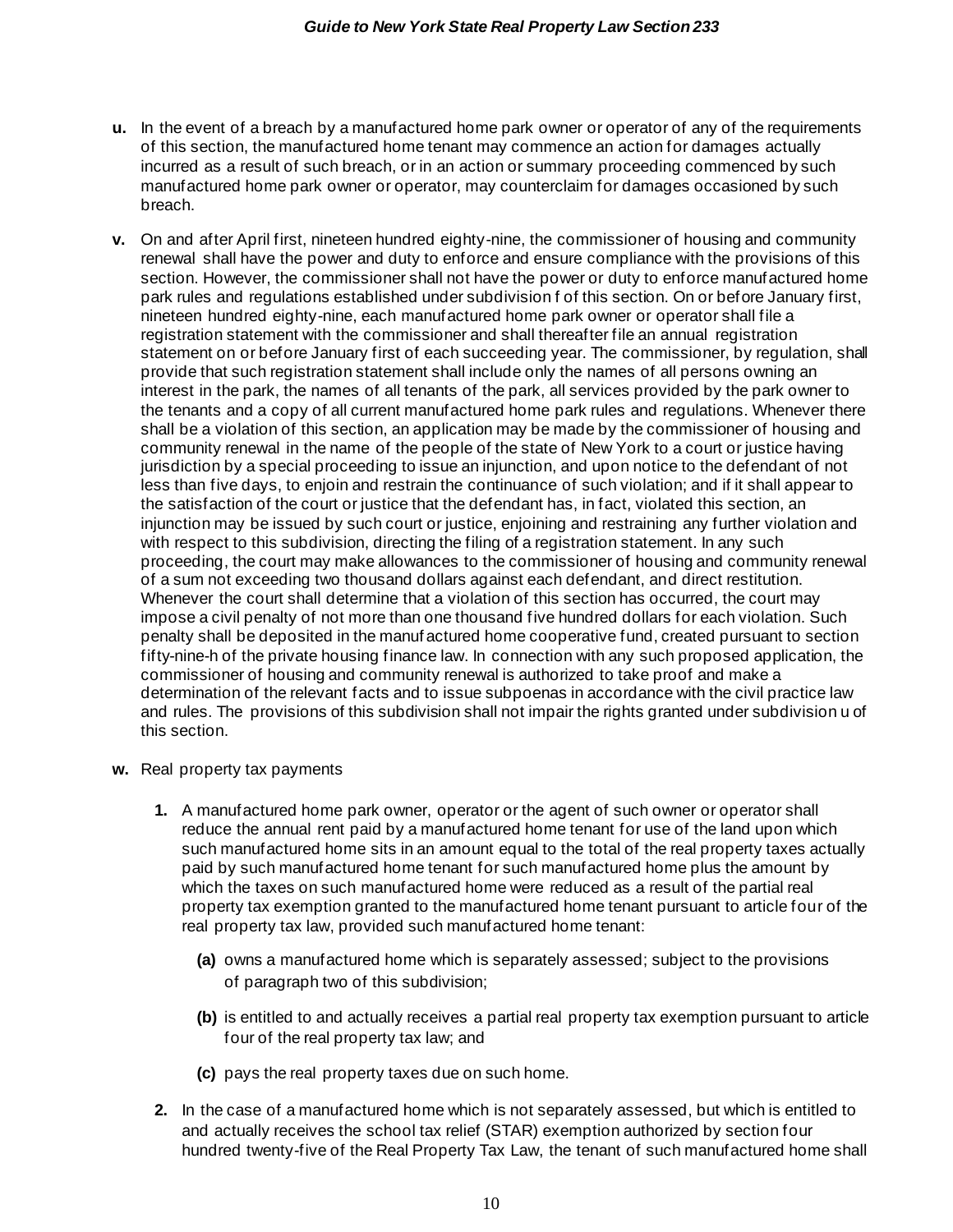- **u.** In the event of a breach by a manufactured home park owner or operator of any of the requirements of this section, the manufactured home tenant may commence an action for damages actually incurred as a result of such breach, or in an action or summary proceeding commenced by such manufactured home park owner or operator, may counterclaim for damages occasioned by such breach.
- **v.** On and after April first, nineteen hundred eighty-nine, the commissioner of housing and community renewal shall have the power and duty to enforce and ensure compliance with the provisions of this section. However, the commissioner shall not have the power or duty to enforce manufactured home park rules and regulations established under subdivision f of this section. On or before January first, nineteen hundred eighty-nine, each manufactured home park owner or operator shall file a registration statement with the commissioner and shall thereafter file an annual registration statement on or before January first of each succeeding year. The commissioner, by regulation, shall provide that such registration statement shall include only the names of all persons owning an interest in the park, the names of all tenants of the park, all services provided by the park owner to the tenants and a copy of all current manufactured home park rules and regulations. Whenever there shall be a violation of this section, an application may be made by the commissioner of housing and community renewal in the name of the people of the state of New York to a court or justice having jurisdiction by a special proceeding to issue an injunction, and upon notice to the defendant of not less than five days, to enjoin and restrain the continuance of such violation; and if it shall appear to the satisfaction of the court or justice that the defendant has, in fact, violated this section, an injunction may be issued by such court or justice, enjoining and restraining any further violation and with respect to this subdivision, directing the filing of a registration statement. In any such proceeding, the court may make allowances to the commissioner of housing and community renewal of a sum not exceeding two thousand dollars against each defendant, and direct restitution. Whenever the court shall determine that a violation of this section has occurred, the court may impose a civil penalty of not more than one thousand five hundred dollars for each violation. Such penalty shall be deposited in the manufactured home cooperative fund, created pursuant to section fifty-nine-h of the private housing finance law. In connection with any such proposed application, the commissioner of housing and community renewal is authorized to take proof and make a determination of the relevant facts and to issue subpoenas in accordance with the civil practice law and rules. The provisions of this subdivision shall not impair the rights granted under subdivision u of this section.
- **w.** Real property tax payments
  - **1.** A manufactured home park owner, operator or the agent of such owner or operator shall reduce the annual rent paid by a manufactured home tenant for use of the land upon which such manufactured home sits in an amount equal to the total of the real property taxes actually paid by such manufactured home tenant for such manufactured home plus the amount by which the taxes on such manufactured home were reduced as a result of the partial real property tax exemption granted to the manufactured home tenant pursuant to article four of the real property tax law, provided such manufactured home tenant:
    - **(a)** owns a manufactured home which is separately assessed; subject to the provisions of paragraph two of this subdivision;
    - **(b)** is entitled to and actually receives a partial real property tax exemption pursuant to article four of the real property tax law; and
    - **(c)** pays the real property taxes due on such home.
  - **2.** In the case of a manufactured home which is not separately assessed, but which is entitled to and actually receives the school tax relief (STAR) exemption authorized by section four hundred twenty-five of the Real Property Tax Law, the tenant of such manufactured home shall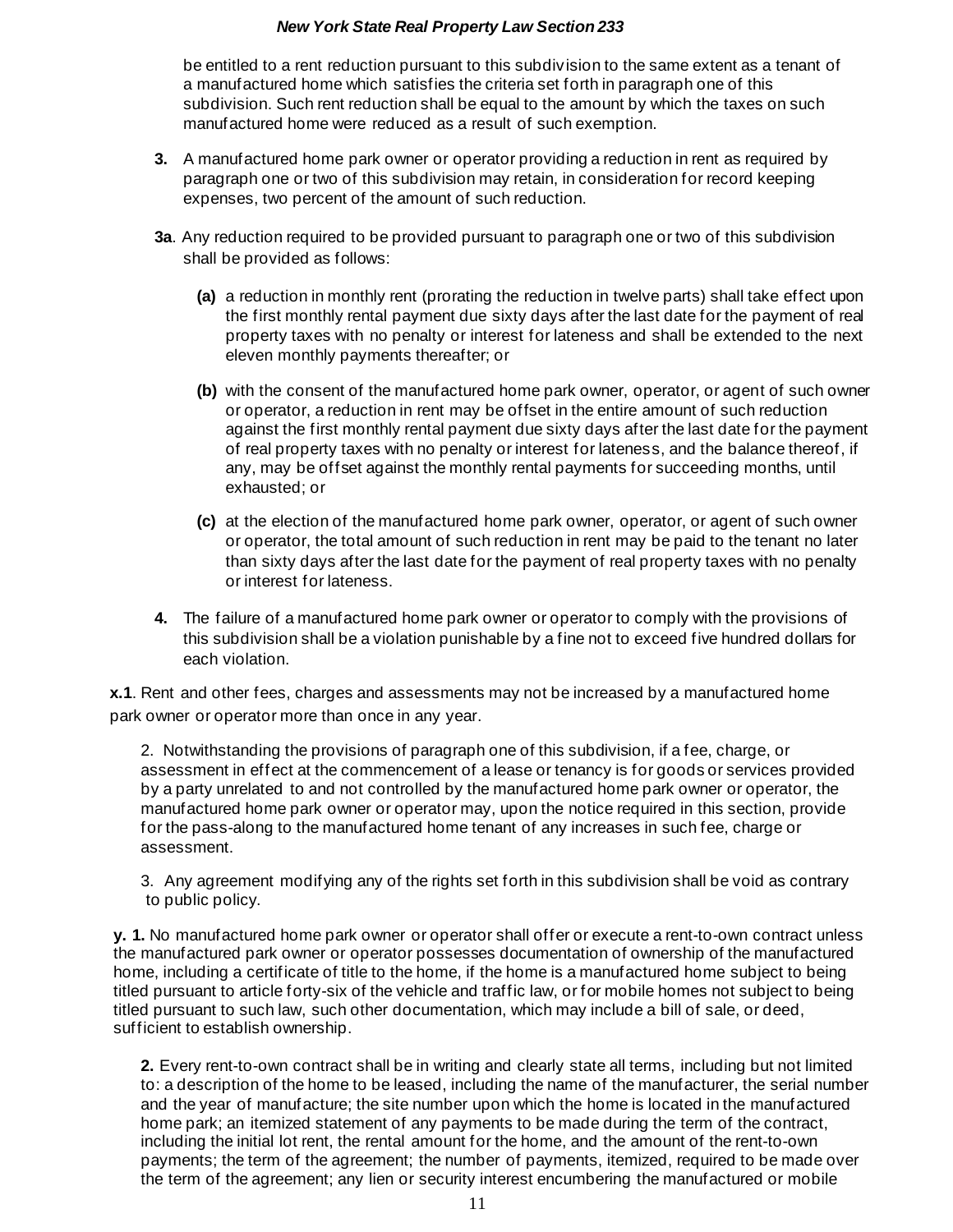be entitled to a rent reduction pursuant to this subdivision to the same extent as a tenant of a manufactured home which satisfies the criteria set forth in paragraph one of this subdivision. Such rent reduction shall be equal to the amount by which the taxes on such manufactured home were reduced as a result of such exemption.

**3.** A manufactured home park owner or operator providing a reduction in rent as required by paragraph one or two of this subdivision may retain, in consideration for record keeping expenses, two percent of the amount of such reduction.

**3a**. Any reduction required to be provided pursuant to paragraph one or two of this subdivision shall be provided as follows:

**(a)** a reduction in monthly rent (prorating the reduction in twelve parts) shall take effect upon the first monthly rental payment due sixty days after the last date for the payment of real property taxes with no penalty or interest for lateness and shall be extended to the next eleven monthly payments thereafter; or

**(b)** with the consent of the manufactured home park owner, operator, or agent of such owner or operator, a reduction in rent may be offset in the entire amount of such reduction against the first monthly rental payment due sixty days after the last date for the payment of real property taxes with no penalty or interest for lateness, and the balance thereof, if any, may be offset against the monthly rental payments for succeeding months, until exhausted; or

**(c)** at the election of the manufactured home park owner, operator, or agent of such owner or operator, the total amount of such reduction in rent may be paid to the tenant no later than sixty days after the last date for the payment of real property taxes with no penalty or interest for lateness.

**4.** The failure of a manufactured home park owner or operator to comply with the provisions of this subdivision shall be a violation punishable by a fine not to exceed five hundred dollars for each violation.

**x.1**. Rent and other fees, charges and assessments may not be increased by a manufactured home park owner or operator more than once in any year.

2. Notwithstanding the provisions of paragraph one of this subdivision, if a fee, charge, or assessment in effect at the commencement of a lease or tenancy is for goods or services provided by a party unrelated to and not controlled by the manufactured home park owner or operator, the manufactured home park owner or operator may, upon the notice required in this section, provide for the pass-along to the manufactured home tenant of any increases in such fee, charge or assessment.

3. Any agreement modifying any of the rights set forth in this subdivision shall be void as contrary to public policy.

**y. 1.** No manufactured home park owner or operator shall offer or execute a rent-to-own contract unless the manufactured park owner or operator possesses documentation of ownership of the manufactured home, including a certificate of title to the home, if the home is a manufactured home subject to being titled pursuant to article forty-six of the vehicle and traffic law, or for mobile homes not subject to being titled pursuant to such law, such other documentation, which may include a bill of sale, or deed, sufficient to establish ownership.

**2.** Every rent-to-own contract shall be in writing and clearly state all terms, including but not limited to: a description of the home to be leased, including the name of the manufacturer, the serial number and the year of manufacture; the site number upon which the home is located in the manufactured home park; an itemized statement of any payments to be made during the term of the contract, including the initial lot rent, the rental amount for the home, and the amount of the rent-to-own payments; the term of the agreement; the number of payments, itemized, required to be made over the term of the agreement; any lien or security interest encumbering the manufactured or mobile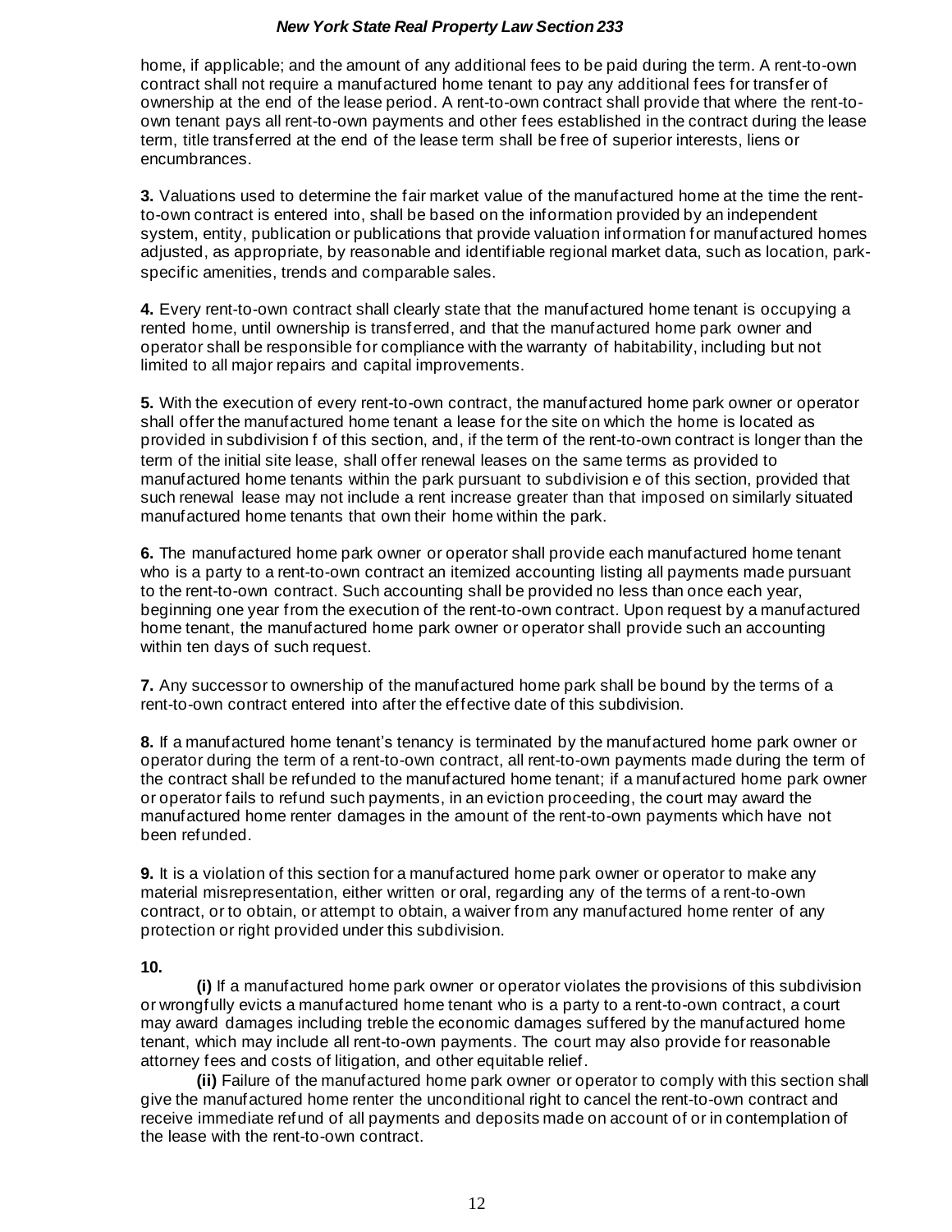home, if applicable; and the amount of any additional fees to be paid during the term. A rent-to-own contract shall not require a manufactured home tenant to pay any additional fees for transfer of ownership at the end of the lease period. A rent-to-own contract shall provide that where the rent-to-own tenant pays all rent-to-own payments and other fees established in the contract during the lease term, title transferred at the end of the lease term shall be free of superior interests, liens or encumbrances.

**3.** Valuations used to determine the fair market value of the manufactured home at the time the rent-to-own contract is entered into, shall be based on the information provided by an independent system, entity, publication or publications that provide valuation information for manufactured homes adjusted, as appropriate, by reasonable and identifiable regional market data, such as location, park-specific amenities, trends and comparable sales.

**4.** Every rent-to-own contract shall clearly state that the manufactured home tenant is occupying a rented home, until ownership is transferred, and that the manufactured home park owner and operator shall be responsible for compliance with the warranty of habitability, including but not limited to all major repairs and capital improvements.

**5.** With the execution of every rent-to-own contract, the manufactured home park owner or operator shall offer the manufactured home tenant a lease for the site on which the home is located as provided in subdivision f of this section, and, if the term of the rent-to-own contract is longer than the term of the initial site lease, shall offer renewal leases on the same terms as provided to manufactured home tenants within the park pursuant to subdivision e of this section, provided that such renewal lease may not include a rent increase greater than that imposed on similarly situated manufactured home tenants that own their home within the park.

**6.** The manufactured home park owner or operator shall provide each manufactured home tenant who is a party to a rent-to-own contract an itemized accounting listing all payments made pursuant to the rent-to-own contract. Such accounting shall be provided no less than once each year, beginning one year from the execution of the rent-to-own contract. Upon request by a manufactured home tenant, the manufactured home park owner or operator shall provide such an accounting within ten days of such request.

**7.** Any successor to ownership of the manufactured home park shall be bound by the terms of a rent-to-own contract entered into after the effective date of this subdivision.

**8.** If a manufactured home tenant's tenancy is terminated by the manufactured home park owner or operator during the term of a rent-to-own contract, all rent-to-own payments made during the term of the contract shall be refunded to the manufactured home tenant; if a manufactured home park owner or operator fails to refund such payments, in an eviction proceeding, the court may award the manufactured home renter damages in the amount of the rent-to-own payments which have not been refunded.

**9.** It is a violation of this section for a manufactured home park owner or operator to make any material misrepresentation, either written or oral, regarding any of the terms of a rent-to-own contract, or to obtain, or attempt to obtain, a waiver from any manufactured home renter of any protection or right provided under this subdivision.

**10.**

**(i)** If a manufactured home park owner or operator violates the provisions of this subdivision or wrongfully evicts a manufactured home tenant who is a party to a rent-to-own contract, a court may award damages including treble the economic damages suffered by the manufactured home tenant, which may include all rent-to-own payments. The court may also provide for reasonable attorney fees and costs of litigation, and other equitable relief.

**(ii)** Failure of the manufactured home park owner or operator to comply with this section shall give the manufactured home renter the unconditional right to cancel the rent-to-own contract and receive immediate refund of all payments and deposits made on account of or in contemplation of the lease with the rent-to-own contract.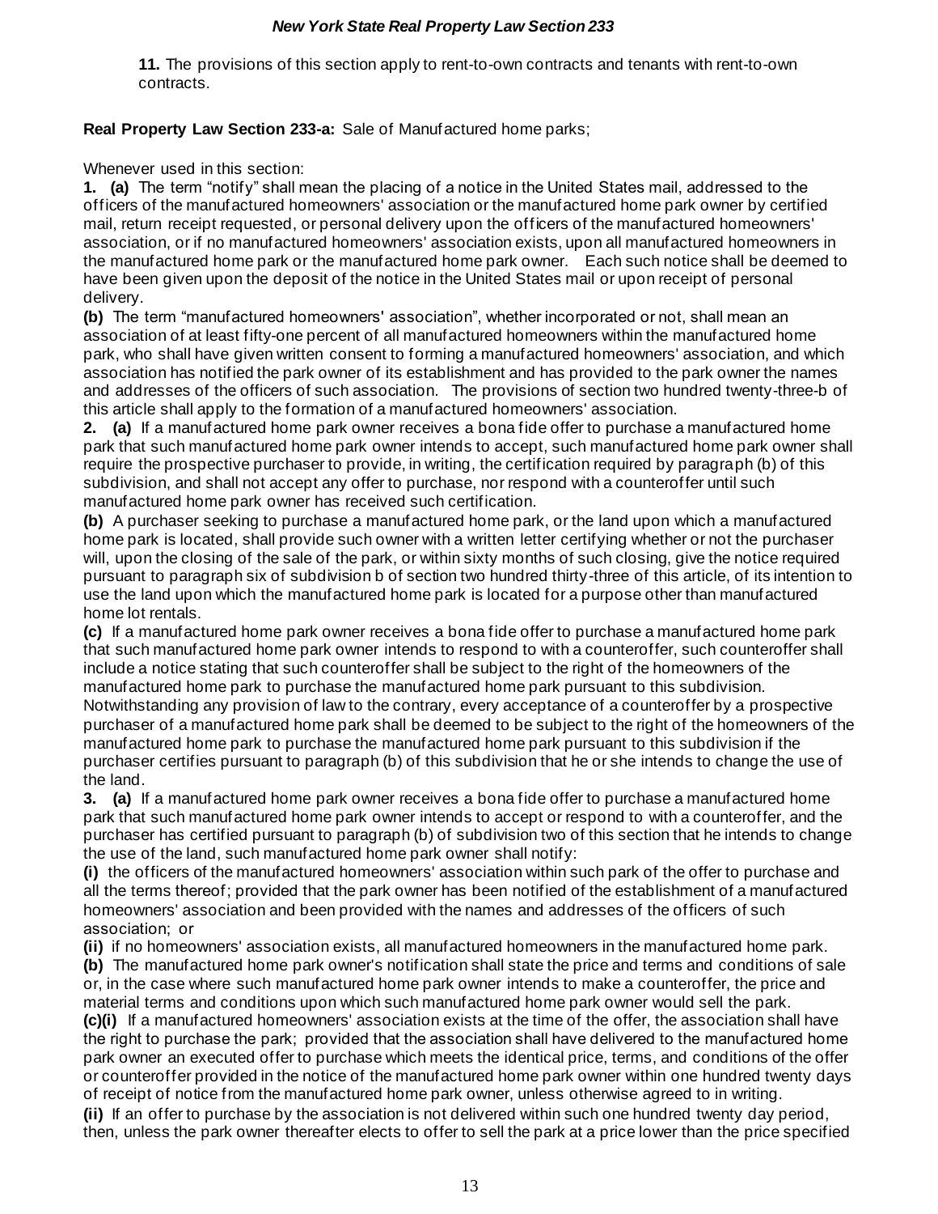**11.** The provisions of this section apply to rent-to-own contracts and tenants with rent-to-own contracts.

**Real Property Law Section 233-a:** Sale of Manufactured home parks;

Whenever used in this section:

**1. (a)** The term "notify" shall mean the placing of a notice in the United States mail, addressed to the officers of the manufactured homeowners' association or the manufactured home park owner by certified mail, return receipt requested, or personal delivery upon the officers of the manufactured homeowners' association, or if no manufactured homeowners' association exists, upon all manufactured homeowners in the manufactured home park or the manufactured home park owner. Each such notice shall be deemed to have been given upon the deposit of the notice in the United States mail or upon receipt of personal delivery.

**(b)** The term "manufactured homeowners' association", whether incorporated or not, shall mean an association of at least fifty-one percent of all manufactured homeowners within the manufactured home park, who shall have given written consent to forming a manufactured homeowners' association, and which association has notified the park owner of its establishment and has provided to the park owner the names and addresses of the officers of such association. The provisions of section two hundred twenty-three-b of this article shall apply to the formation of a manufactured homeowners' association.

**2. (a)** If a manufactured home park owner receives a bona fide offer to purchase a manufactured home park that such manufactured home park owner intends to accept, such manufactured home park owner shall require the prospective purchaser to provide, in writing, the certification required by paragraph (b) of this subdivision, and shall not accept any offer to purchase, nor respond with a counteroffer until such manufactured home park owner has received such certification.

**(b)** A purchaser seeking to purchase a manufactured home park, or the land upon which a manufactured home park is located, shall provide such owner with a written letter certifying whether or not the purchaser will, upon the closing of the sale of the park, or within sixty months of such closing, give the notice required pursuant to paragraph six of subdivision b of section two hundred thirty-three of this article, of its intention to use the land upon which the manufactured home park is located for a purpose other than manufactured home lot rentals.

**(c)** If a manufactured home park owner receives a bona fide offer to purchase a manufactured home park that such manufactured home park owner intends to respond to with a counteroffer, such counteroffer shall include a notice stating that such counteroffer shall be subject to the right of the homeowners of the manufactured home park to purchase the manufactured home park pursuant to this subdivision. Notwithstanding any provision of law to the contrary, every acceptance of a counteroffer by a prospective purchaser of a manufactured home park shall be deemed to be subject to the right of the homeowners of the manufactured home park to purchase the manufactured home park pursuant to this subdivision if the purchaser certifies pursuant to paragraph (b) of this subdivision that he or she intends to change the use of the land.

**3. (a)** If a manufactured home park owner receives a bona fide offer to purchase a manufactured home park that such manufactured home park owner intends to accept or respond to with a counteroffer, and the purchaser has certified pursuant to paragraph (b) of subdivision two of this section that he intends to change the use of the land, such manufactured home park owner shall notify:

**(i)** the officers of the manufactured homeowners' association within such park of the offer to purchase and all the terms thereof; provided that the park owner has been notified of the establishment of a manufactured homeowners' association and been provided with the names and addresses of the officers of such association; or

**(ii)** if no homeowners' association exists, all manufactured homeowners in the manufactured home park.

**(b)** The manufactured home park owner's notification shall state the price and terms and conditions of sale or, in the case where such manufactured home park owner intends to make a counteroffer, the price and material terms and conditions upon which such manufactured home park owner would sell the park.

**(c)(i)** If a manufactured homeowners' association exists at the time of the offer, the association shall have the right to purchase the park; provided that the association shall have delivered to the manufactured home park owner an executed offer to purchase which meets the identical price, terms, and conditions of the offer or counteroffer provided in the notice of the manufactured home park owner within one hundred twenty days of receipt of notice from the manufactured home park owner, unless otherwise agreed to in writing.

**(ii)** If an offer to purchase by the association is not delivered within such one hundred twenty day period, then, unless the park owner thereafter elects to offer to sell the park at a price lower than the price specified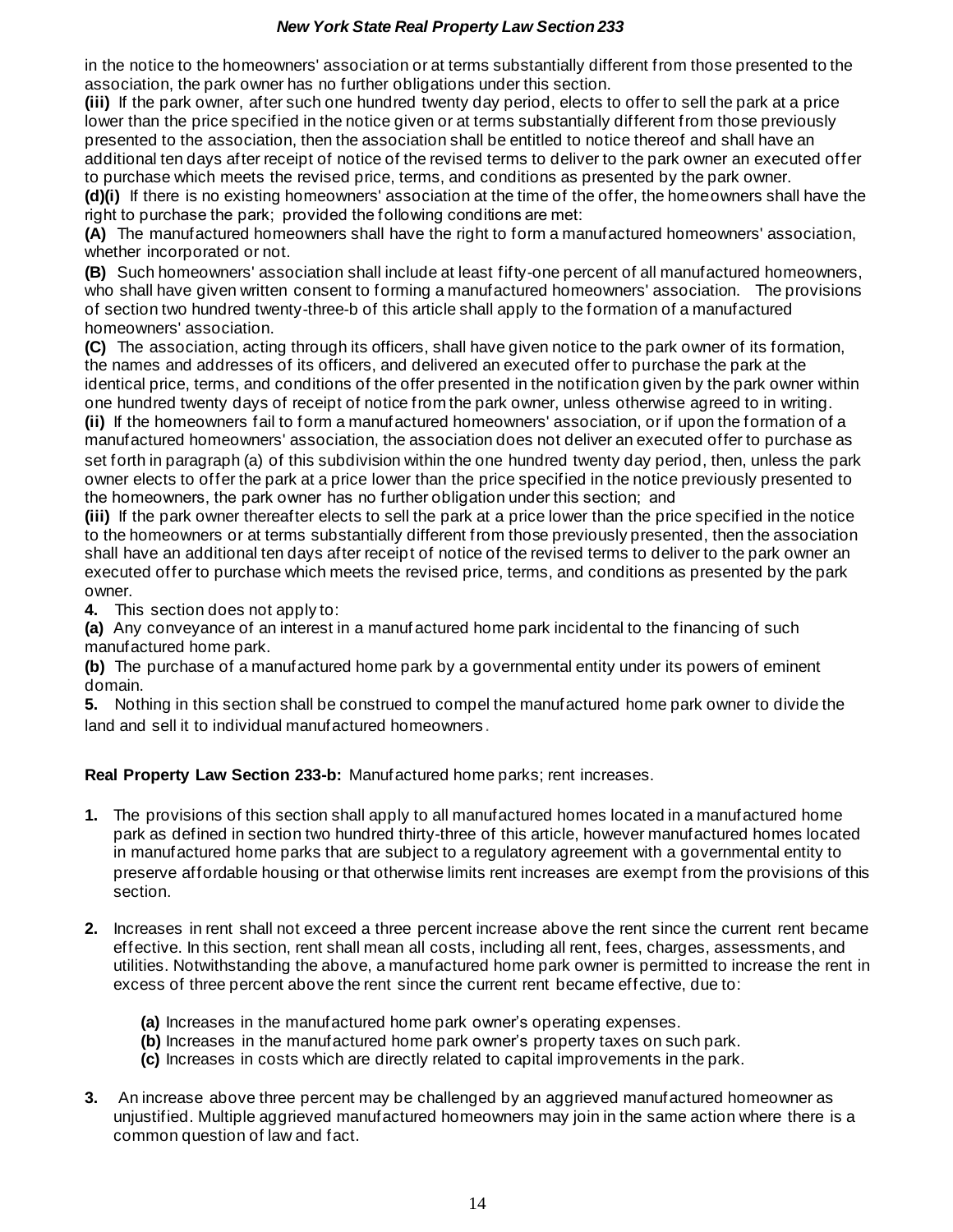in the notice to the homeowners' association or at terms substantially different from those presented to the association, the park owner has no further obligations under this section.

**(iii)** If the park owner, after such one hundred twenty day period, elects to offer to sell the park at a price lower than the price specified in the notice given or at terms substantially different from those previously presented to the association, then the association shall be entitled to notice thereof and shall have an additional ten days after receipt of notice of the revised terms to deliver to the park owner an executed offer to purchase which meets the revised price, terms, and conditions as presented by the park owner.

**(d)(i)** If there is no existing homeowners' association at the time of the offer, the homeowners shall have the right to purchase the park; provided the following conditions are met:

**(A)** The manufactured homeowners shall have the right to form a manufactured homeowners' association, whether incorporated or not.

**(B)** Such homeowners' association shall include at least fifty-one percent of all manufactured homeowners, who shall have given written consent to forming a manufactured homeowners' association. The provisions of section two hundred twenty-three-b of this article shall apply to the formation of a manufactured homeowners' association.

**(C)** The association, acting through its officers, shall have given notice to the park owner of its formation, the names and addresses of its officers, and delivered an executed offer to purchase the park at the identical price, terms, and conditions of the offer presented in the notification given by the park owner within one hundred twenty days of receipt of notice from the park owner, unless otherwise agreed to in writing.

**(ii)** If the homeowners fail to form a manufactured homeowners' association, or if upon the formation of a manufactured homeowners' association, the association does not deliver an executed offer to purchase as set forth in paragraph (a) of this subdivision within the one hundred twenty day period, then, unless the park owner elects to offer the park at a price lower than the price specified in the notice previously presented to the homeowners, the park owner has no further obligation under this section; and

**(iii)** If the park owner thereafter elects to sell the park at a price lower than the price specified in the notice to the homeowners or at terms substantially different from those previously presented, then the association shall have an additional ten days after receipt of notice of the revised terms to deliver to the park owner an executed offer to purchase which meets the revised price, terms, and conditions as presented by the park owner.

**4.** This section does not apply to:

**(a)** Any conveyance of an interest in a manufactured home park incidental to the financing of such manufactured home park.

**(b)** The purchase of a manufactured home park by a governmental entity under its powers of eminent domain.

**5.** Nothing in this section shall be construed to compel the manufactured home park owner to divide the land and sell it to individual manufactured homeowners.

**Real Property Law Section 233-b:** Manufactured home parks; rent increases.

**1.** The provisions of this section shall apply to all manufactured homes located in a manufactured home park as defined in section two hundred thirty-three of this article, however manufactured homes located in manufactured home parks that are subject to a regulatory agreement with a governmental entity to preserve affordable housing or that otherwise limits rent increases are exempt from the provisions of this section.

**2.** Increases in rent shall not exceed a three percent increase above the rent since the current rent became effective. In this section, rent shall mean all costs, including all rent, fees, charges, assessments, and utilities. Notwithstanding the above, a manufactured home park owner is permitted to increase the rent in excess of three percent above the rent since the current rent became effective, due to:

- **(a)** Increases in the manufactured home park owner's operating expenses.
- **(b)** Increases in the manufactured home park owner's property taxes on such park.
- **(c)** Increases in costs which are directly related to capital improvements in the park.

**3.** An increase above three percent may be challenged by an aggrieved manufactured homeowner as unjustified. Multiple aggrieved manufactured homeowners may join in the same action where there is a common question of law and fact.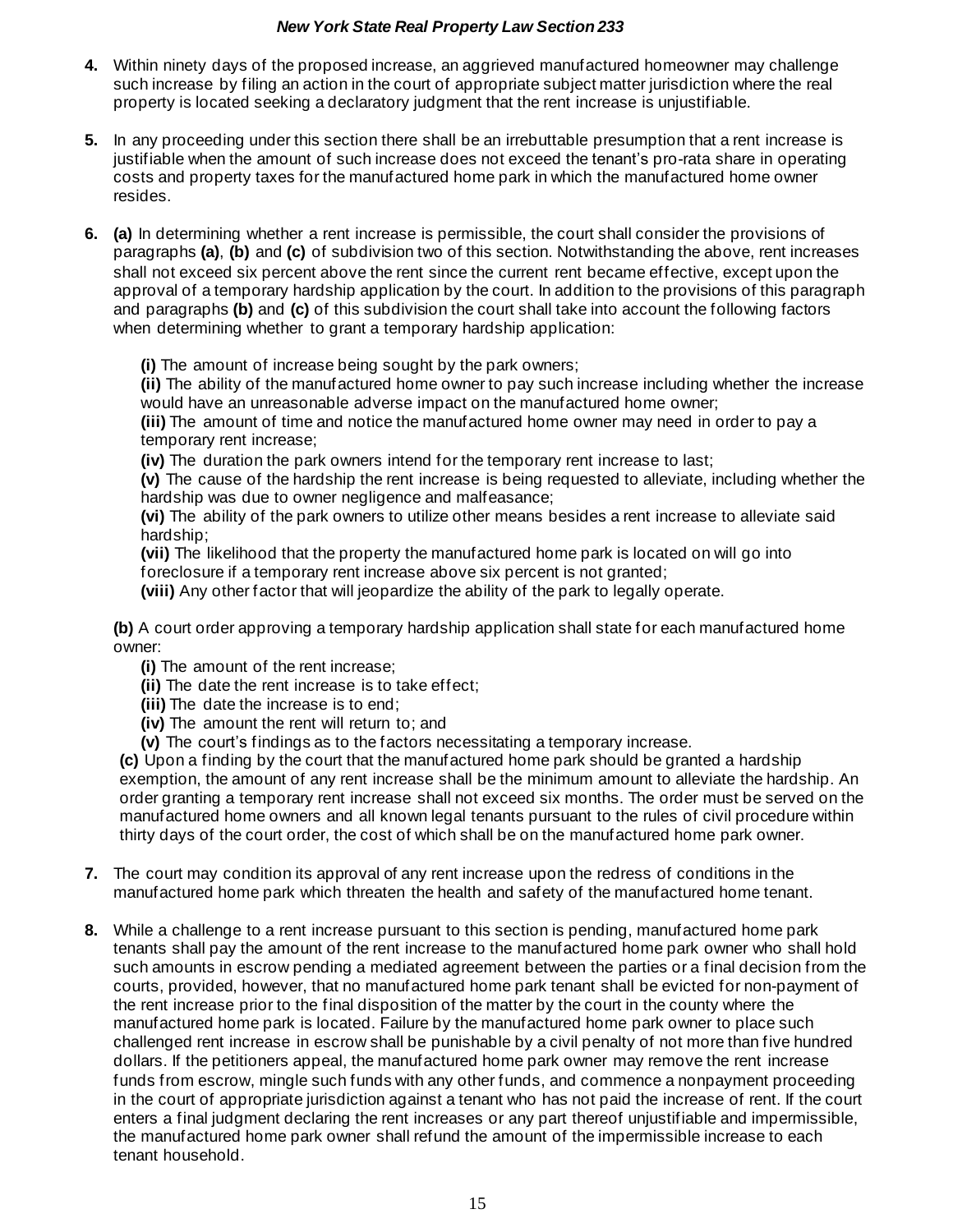**4.** Within ninety days of the proposed increase, an aggrieved manufactured homeowner may challenge such increase by filing an action in the court of appropriate subject matter jurisdiction where the real property is located seeking a declaratory judgment that the rent increase is unjustifiable.

**5.** In any proceeding under this section there shall be an irrebuttable presumption that a rent increase is justifiable when the amount of such increase does not exceed the tenant's pro-rata share in operating costs and property taxes for the manufactured home park in which the manufactured home owner resides.

**6.** **(a)** In determining whether a rent increase is permissible, the court shall consider the provisions of paragraphs **(a)**, **(b)** and **(c)** of subdivision two of this section. Notwithstanding the above, rent increases shall not exceed six percent above the rent since the current rent became effective, except upon the approval of a temporary hardship application by the court. In addition to the provisions of this paragraph and paragraphs **(b)** and **(c)** of this subdivision the court shall take into account the following factors when determining whether to grant a temporary hardship application:

**(i)** The amount of increase being sought by the park owners;
**(ii)** The ability of the manufactured home owner to pay such increase including whether the increase would have an unreasonable adverse impact on the manufactured home owner;
**(iii)** The amount of time and notice the manufactured home owner may need in order to pay a temporary rent increase;
**(iv)** The duration the park owners intend for the temporary rent increase to last;
**(v)** The cause of the hardship the rent increase is being requested to alleviate, including whether the hardship was due to owner negligence and malfeasance;
**(vi)** The ability of the park owners to utilize other means besides a rent increase to alleviate said hardship;
**(vii)** The likelihood that the property the manufactured home park is located on will go into foreclosure if a temporary rent increase above six percent is not granted;
**(viii)** Any other factor that will jeopardize the ability of the park to legally operate.

**(b)** A court order approving a temporary hardship application shall state for each manufactured home owner:

**(i)** The amount of the rent increase;
**(ii)** The date the rent increase is to take effect;
**(iii)** The date the increase is to end;
**(iv)** The amount the rent will return to; and
**(v)** The court's findings as to the factors necessitating a temporary increase.

**(c)** Upon a finding by the court that the manufactured home park should be granted a hardship exemption, the amount of any rent increase shall be the minimum amount to alleviate the hardship. An order granting a temporary rent increase shall not exceed six months. The order must be served on the manufactured home owners and all known legal tenants pursuant to the rules of civil procedure within thirty days of the court order, the cost of which shall be on the manufactured home park owner.

**7.** The court may condition its approval of any rent increase upon the redress of conditions in the manufactured home park which threaten the health and safety of the manufactured home tenant.

**8.** While a challenge to a rent increase pursuant to this section is pending, manufactured home park tenants shall pay the amount of the rent increase to the manufactured home park owner who shall hold such amounts in escrow pending a mediated agreement between the parties or a final decision from the courts, provided, however, that no manufactured home park tenant shall be evicted for non-payment of the rent increase prior to the final disposition of the matter by the court in the county where the manufactured home park is located. Failure by the manufactured home park owner to place such challenged rent increase in escrow shall be punishable by a civil penalty of not more than five hundred dollars. If the petitioners appeal, the manufactured home park owner may remove the rent increase funds from escrow, mingle such funds with any other funds, and commence a nonpayment proceeding in the court of appropriate jurisdiction against a tenant who has not paid the increase of rent. If the court enters a final judgment declaring the rent increases or any part thereof unjustifiable and impermissible, the manufactured home park owner shall refund the amount of the impermissible increase to each tenant household.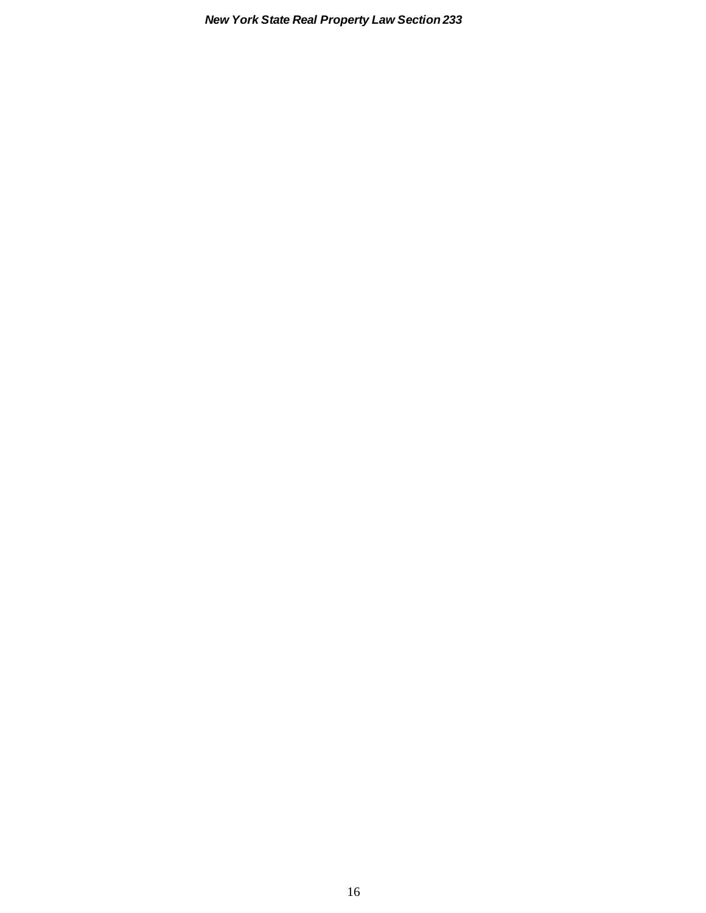***New York State Real Property Law Section 233***